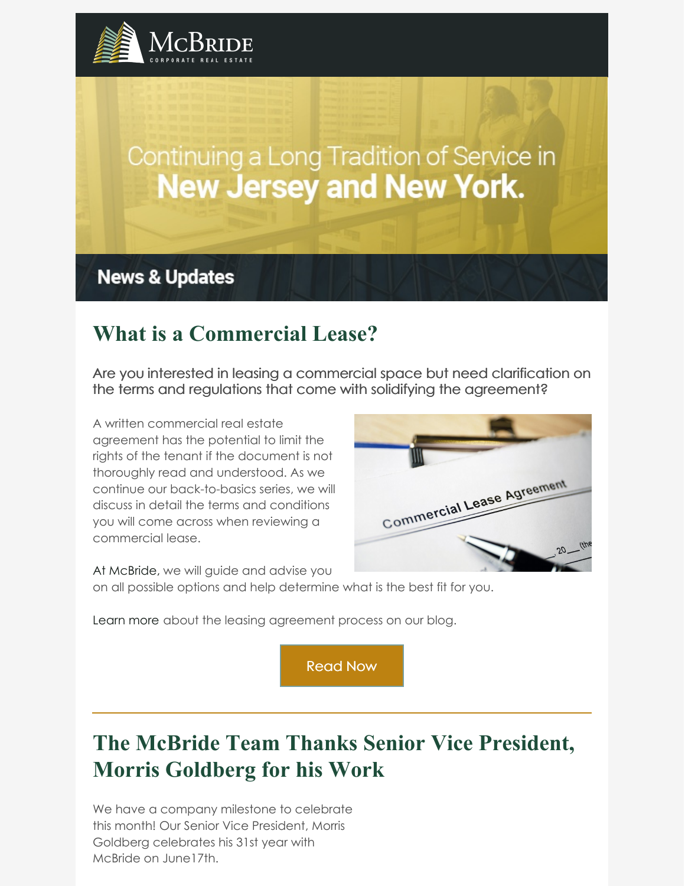McBride Corporate Real Estate

Continuing a Long Tradition of Service in **New Jersey and New York.**

## News & Updates

## What is a Commercial Lease?

Are you interested in leasing a commercial space but need clarification on the terms and regulations that come with solidifying the agreement?

A written commercial real estate agreement has the potential to limit the rights of the tenant if the document is not thoroughly read and understood. As we continue our back-to-basics series, we will discuss in detail the terms and conditions you will come across when reviewing a commercial lease.

At McBride, we will guide and advise you on all possible options and help determine what is the best fit for you.

Learn more about the leasing agreement process on our blog.

Read Now

---

## The McBride Team Thanks Senior Vice President, Morris Goldberg for his Work

We have a company milestone to celebrate this month! Our Senior Vice President, Morris Goldberg celebrates his 31st year with McBride on June17th.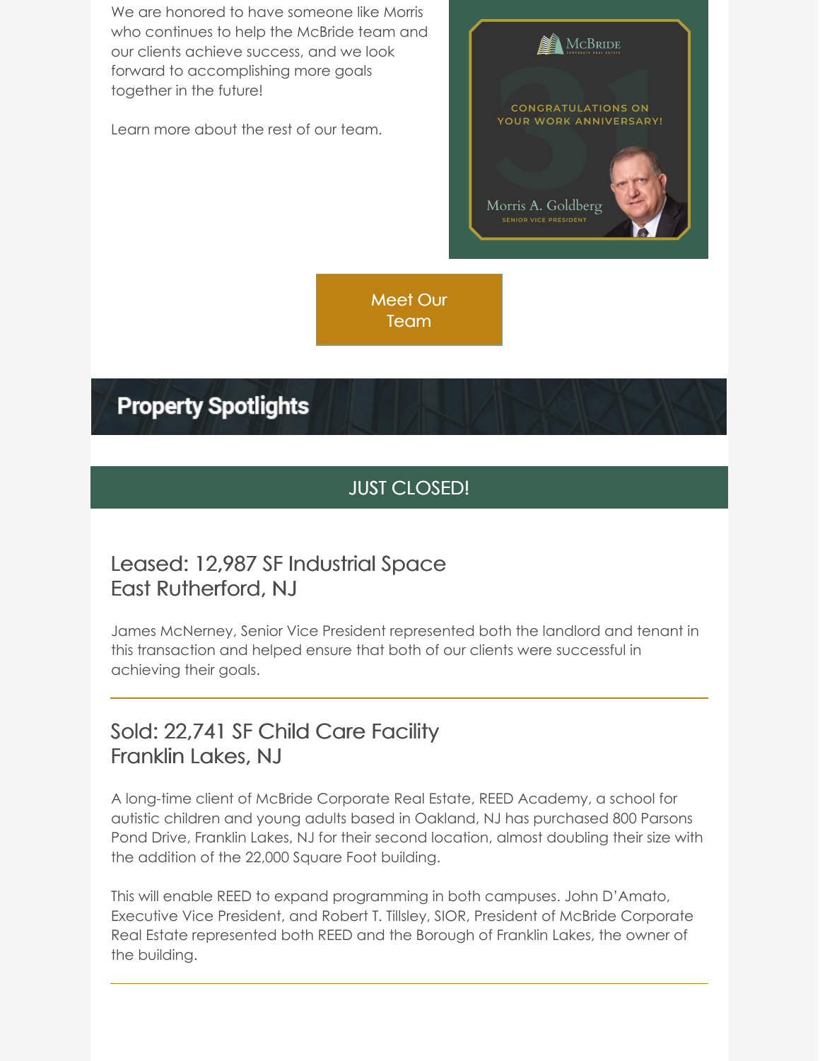We are honored to have someone like Morris who continues to help the McBride team and our clients achieve success, and we look forward to accomplishing more goals together in the future!

Learn more about the rest of our team.

McBride Corporate Real Estate

CONGRATULATIONS ON YOUR WORK ANNIVERSARY!

31

Morris A. Goldberg
SENIOR VICE PRESIDENT

Meet Our Team

## Property Spotlights

### JUST CLOSED!

### Leased: 12,987 SF Industrial Space East Rutherford, NJ

James McNerney, Senior Vice President represented both the landlord and tenant in this transaction and helped ensure that both of our clients were successful in achieving their goals.

---

### Sold: 22,741 SF Child Care Facility Franklin Lakes, NJ

A long-time client of McBride Corporate Real Estate, REED Academy, a school for autistic children and young adults based in Oakland, NJ has purchased 800 Parsons Pond Drive, Franklin Lakes, NJ for their second location, almost doubling their size with the addition of the 22,000 Square Foot building.

This will enable REED to expand programming in both campuses. John D'Amato, Executive Vice President, and Robert T. Tillsley, SIOR, President of McBride Corporate Real Estate represented both REED and the Borough of Franklin Lakes, the owner of the building.

---